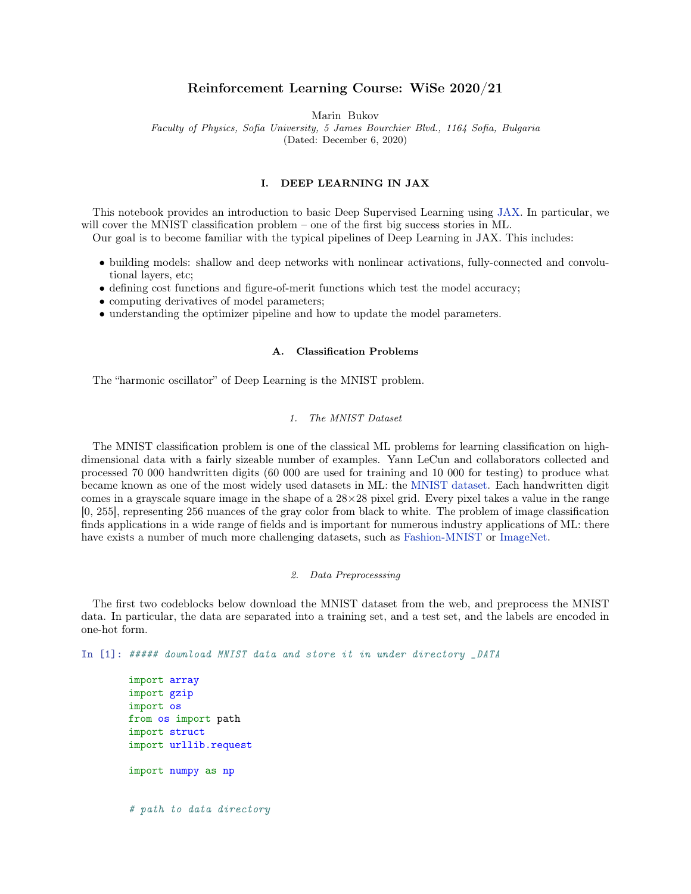# Reinforcement Learning Course: WiSe 2020/21

Marin Bukov

*Faculty of Physics, Sofia University, 5 James Bourchier Blvd., 1164 Sofia, Bulgaria*

(Dated: December 6, 2020)

## I. DEEP LEARNING IN JAX

This notebook provides an introduction to basic Deep Supervised Learning using JAX. In particular, we will cover the MNIST classification problem – one of the first big success stories in ML.

Our goal is to become familiar with the typical pipelines of Deep Learning in JAX. This includes:

- building models: shallow and deep networks with nonlinear activations, fully-connected and convolutional layers, etc;
- defining cost functions and figure-of-merit functions which test the model accuracy;
- computing derivatives of model parameters;
- understanding the optimizer pipeline and how to update the model parameters.

### A. Classification Problems

The "harmonic oscillator" of Deep Learning is the MNIST problem.

#### 1. The MNIST Dataset

The MNIST classification problem is one of the classical ML problems for learning classification on high-dimensional data with a fairly sizeable number of examples. Yann LeCun and collaborators collected and processed 70 000 handwritten digits (60 000 are used for training and 10 000 for testing) to produce what became known as one of the most widely used datasets in ML: the MNIST dataset. Each handwritten digit comes in a grayscale square image in the shape of a 28×28 pixel grid. Every pixel takes a value in the range [0, 255], representing 256 nuances of the gray color from black to white. The problem of image classification finds applications in a wide range of fields and is important for numerous industry applications of ML: there have exists a number of much more challenging datasets, such as Fashion-MNIST or ImageNet.

#### 2. Data Preprocesssing

The first two codeblocks below download the MNIST dataset from the web, and preprocess the MNIST data. In particular, the data are separated into a training set, and a test set, and the labels are encoded in one-hot form.

In [1]:
```
##### download MNIST data and store it in under directory _DATA

import array
import gzip
import os
from os import path
import struct
import urllib.request

import numpy as np


# path to data directory
```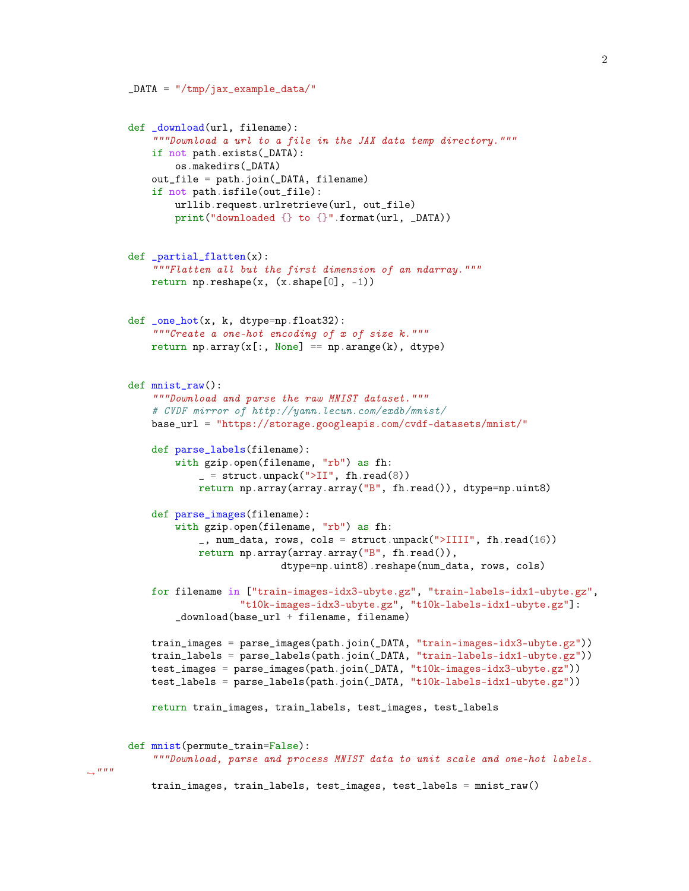```python
_DATA = "/tmp/jax_example_data/"


def _download(url, filename):
    """Download a url to a file in the JAX data temp directory."""
    if not path.exists(_DATA):
        os.makedirs(_DATA)
    out_file = path.join(_DATA, filename)
    if not path.isfile(out_file):
        urllib.request.urlretrieve(url, out_file)
        print("downloaded {} to {}".format(url, _DATA))


def _partial_flatten(x):
    """Flatten all but the first dimension of an ndarray."""
    return np.reshape(x, (x.shape[0], -1))


def _one_hot(x, k, dtype=np.float32):
    """Create a one-hot encoding of x of size k."""
    return np.array(x[:, None] == np.arange(k), dtype)


def mnist_raw():
    """Download and parse the raw MNIST dataset."""
    # CVDF mirror of http://yann.lecun.com/exdb/mnist/
    base_url = "https://storage.googleapis.com/cvdf-datasets/mnist/"

    def parse_labels(filename):
        with gzip.open(filename, "rb") as fh:
            _ = struct.unpack(">II", fh.read(8))
            return np.array(array.array("B", fh.read()), dtype=np.uint8)

    def parse_images(filename):
        with gzip.open(filename, "rb") as fh:
            _, num_data, rows, cols = struct.unpack(">IIII", fh.read(16))
            return np.array(array.array("B", fh.read()),
                            dtype=np.uint8).reshape(num_data, rows, cols)

    for filename in ["train-images-idx3-ubyte.gz", "train-labels-idx1-ubyte.gz",
                     "t10k-images-idx3-ubyte.gz", "t10k-labels-idx1-ubyte.gz"]:
        _download(base_url + filename, filename)

    train_images = parse_images(path.join(_DATA, "train-images-idx3-ubyte.gz"))
    train_labels = parse_labels(path.join(_DATA, "train-labels-idx1-ubyte.gz"))
    test_images = parse_images(path.join(_DATA, "t10k-images-idx3-ubyte.gz"))
    test_labels = parse_labels(path.join(_DATA, "t10k-labels-idx1-ubyte.gz"))

    return train_images, train_labels, test_images, test_labels


def mnist(permute_train=False):
    """Download, parse and process MNIST data to unit scale and one-hot labels.
↪"""
    train_images, train_labels, test_images, test_labels = mnist_raw()
```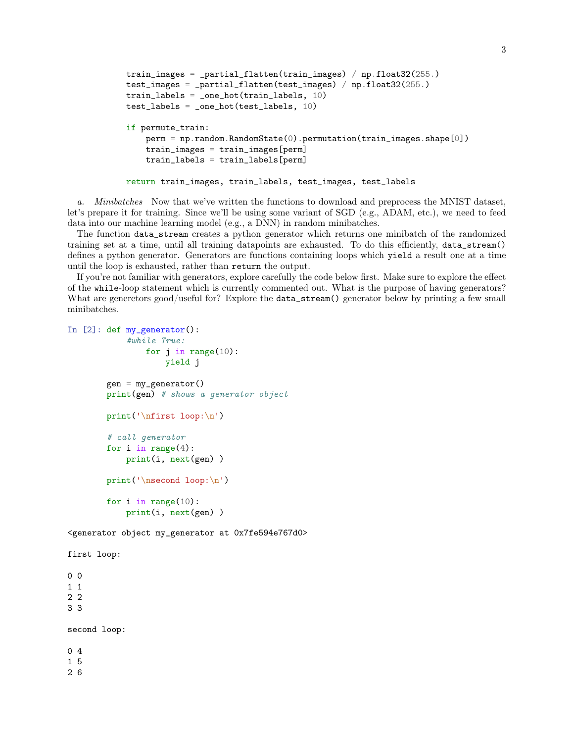```python
        train_images = _partial_flatten(train_images) / np.float32(255.)
        test_images = _partial_flatten(test_images) / np.float32(255.)
        train_labels = _one_hot(train_labels, 10)
        test_labels = _one_hot(test_labels, 10)

        if permute_train:
            perm = np.random.RandomState(0).permutation(train_images.shape[0])
            train_images = train_images[perm]
            train_labels = train_labels[perm]

        return train_images, train_labels, test_images, test_labels
```

*a. Minibatches* Now that we've written the functions to download and preprocess the MNIST dataset, let's prepare it for training. Since we'll be using some variant of SGD (e.g., ADAM, etc.), we need to feed data into our machine learning model (e.g., a DNN) in random minibatches.

The function `data_stream` creates a python generator which returns one minibatch of the randomized training set at a time, until all training datapoints are exhausted. To do this efficiently, `data_stream()` defines a python generator. Generators are functions containing loops which `yield` a result one at a time until the loop is exhausted, rather than `return` the output.

If you're not familiar with generators, explore carefully the code below first. Make sure to explore the effect of the `while`-loop statement which is currently commented out. What is the purpose of having generators? What are generetors good/useful for? Explore the `data_stream()` generator below by printing a few small minibatches.

In [2]:
```python
def my_generator():
    #while True:
        for j in range(10):
            yield j

gen = my_generator()
print(gen) # shows a generator object

print('\nfirst loop:\n')

# call generator
for i in range(4):
    print(i, next(gen) )

print('\nsecond loop:\n')

for i in range(10):
    print(i, next(gen) )
```

```
<generator object my_generator at 0x7fe594e767d0>

first loop:

0 0
1 1
2 2
3 3

second loop:

0 4
1 5
2 6
```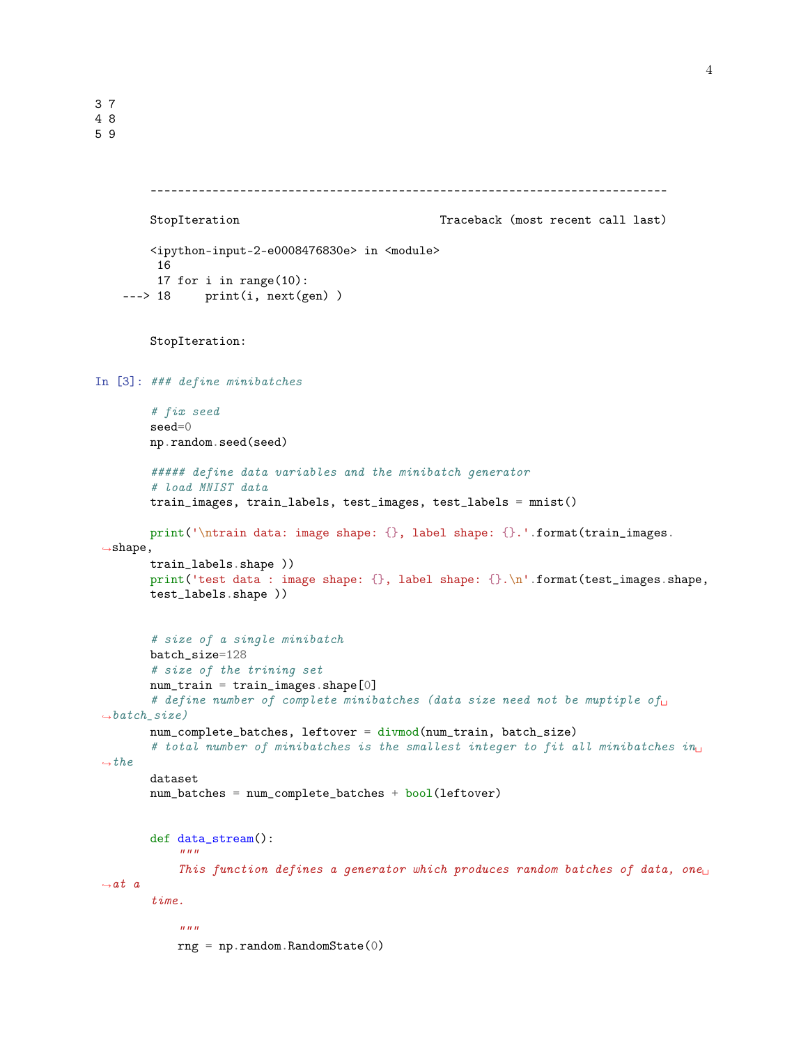```
3 7
4 8
5 9
```

```
---------------------------------------------------------------------------

StopIteration                             Traceback (most recent call last)

<ipython-input-2-e0008476830e> in <module>
     16
     17 for i in range(10):
---> 18     print(i, next(gen) )


StopIteration:
```

In [3]:
```python
### define minibatches

# fix seed
seed=0
np.random.seed(seed)

##### define data variables and the minibatch generator
# load MNIST data
train_images, train_labels, test_images, test_labels = mnist()

print('\ntrain data: image shape: {}, label shape: {}.'.format(train_images.shape,
train_labels.shape ))
print('test data : image shape: {}, label shape: {}.\n'.format(test_images.shape,
test_labels.shape ))


# size of a single minibatch
batch_size=128
# size of the trining set
num_train = train_images.shape[0]
# define number of complete minibatches (data size need not be muptiple of batch_size)
num_complete_batches, leftover = divmod(num_train, batch_size)
# total number of minibatches is the smallest integer to fit all minibatches in the
dataset
num_batches = num_complete_batches + bool(leftover)


def data_stream():
    """
    This function defines a generator which produces random batches of data, one at a
time.

    """
    rng = np.random.RandomState(0)
```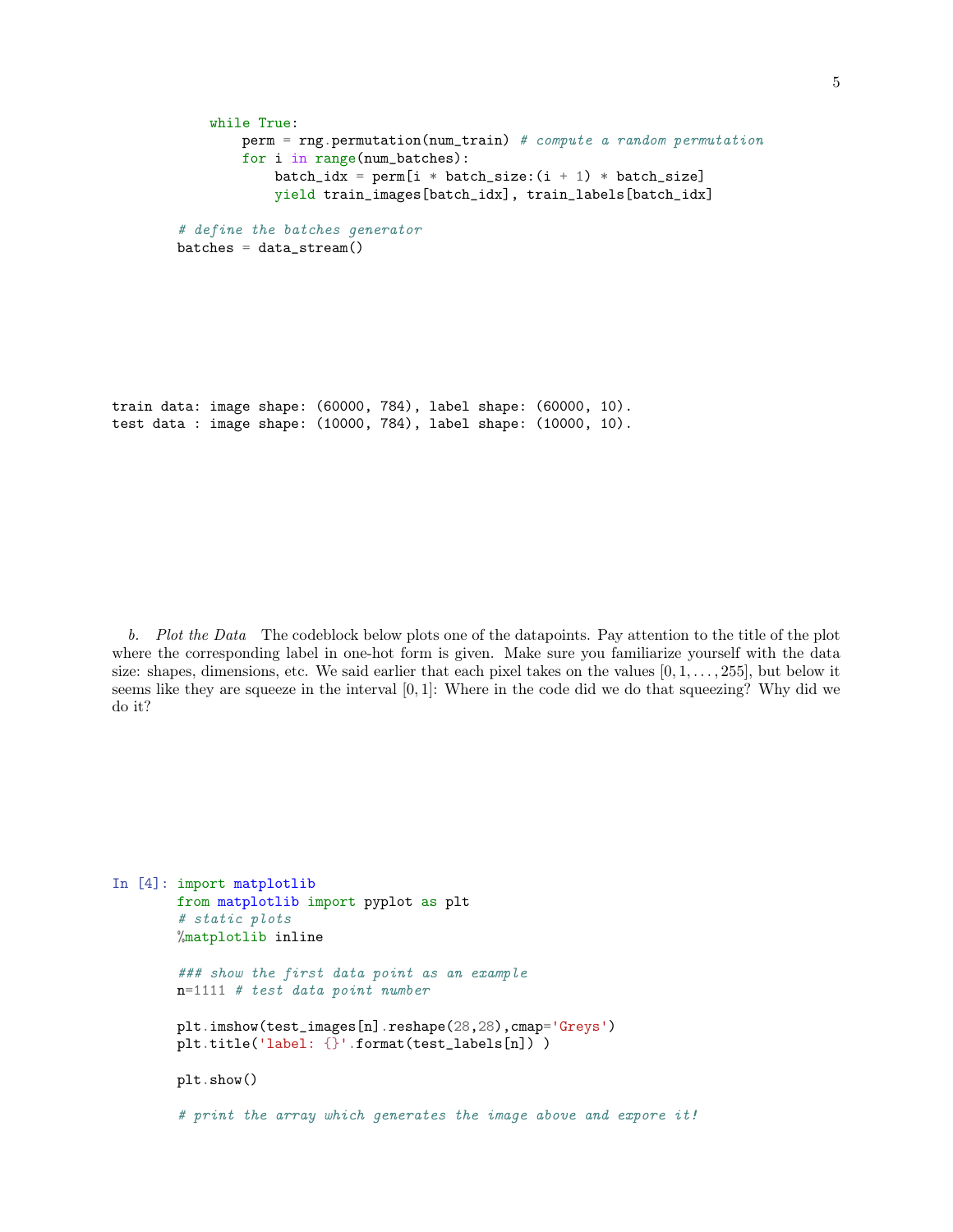```
            while True:
                perm = rng.permutation(num_train) # compute a random permutation
                for i in range(num_batches):
                    batch_idx = perm[i * batch_size:(i + 1) * batch_size]
                    yield train_images[batch_idx], train_labels[batch_idx]

        # define the batches generator
        batches = data_stream()
```

```
train data: image shape: (60000, 784), label shape: (60000, 10).
test data : image shape: (10000, 784), label shape: (10000, 10).
```

*b. Plot the Data* The codeblock below plots one of the datapoints. Pay attention to the title of the plot where the corresponding label in one-hot form is given. Make sure you familiarize yourself with the data size: shapes, dimensions, etc. We said earlier that each pixel takes on the values $[0, 1, \ldots, 255]$, but below it seems like they are squeeze in the interval $[0, 1]$: Where in the code did we do that squeezing? Why did we do it?

```
In [4]: import matplotlib
        from matplotlib import pyplot as plt
        # static plots
        %matplotlib inline

        ### show the first data point as an example
        n=1111 # test data point number

        plt.imshow(test_images[n].reshape(28,28),cmap='Greys')
        plt.title('label: {}'.format(test_labels[n]) )

        plt.show()

        # print the array which generates the image above and expore it!
```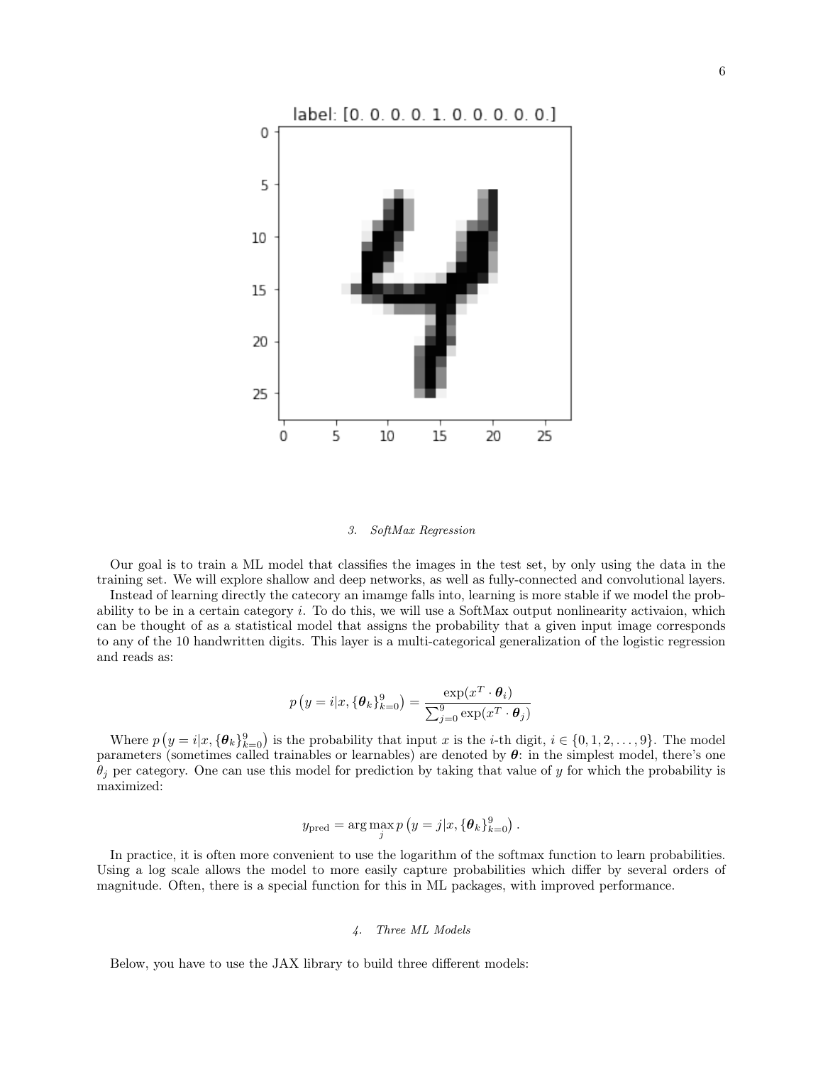### 3. SoftMax Regression

Our goal is to train a ML model that classifies the images in the test set, by only using the data in the training set. We will explore shallow and deep networks, as well as fully-connected and convolutional layers.

Instead of learning directly the catecory an imamge falls into, learning is more stable if we model the probability to be in a certain category $i$. To do this, we will use a SoftMax output nonlinearity activaion, which can be thought of as a statistical model that assigns the probability that a given input image corresponds to any of the 10 handwritten digits. This layer is a multi-categorical generalization of the logistic regression and reads as:

$$p\left(y = i | x, \{\boldsymbol{\theta}_k\}_{k=0}^{9}\right) = \frac{\exp(x^T \cdot \boldsymbol{\theta}_i)}{\sum_{j=0}^{9} \exp(x^T \cdot \boldsymbol{\theta}_j)}$$

Where $p\left(y = i | x, \{\boldsymbol{\theta}_k\}_{k=0}^{9}\right)$ is the probability that input $x$ is the $i$-th digit, $i \in \{0, 1, 2, \dots, 9\}$. The model parameters (sometimes called trainables or learnables) are denoted by $\boldsymbol{\theta}$: in the simplest model, there's one $\theta_j$ per category. One can use this model for prediction by taking that value of $y$ for which the probability is maximized:

$$y_{\text{pred}} = \arg\max_{j} p\left(y = j | x, \{\boldsymbol{\theta}_k\}_{k=0}^{9}\right).$$

In practice, it is often more convenient to use the logarithm of the softmax function to learn probabilities. Using a log scale allows the model to more easily capture probabilities which differ by several orders of magnitude. Often, there is a special function for this in ML packages, with improved performance.

### 4. Three ML Models

Below, you have to use the JAX library to build three different models: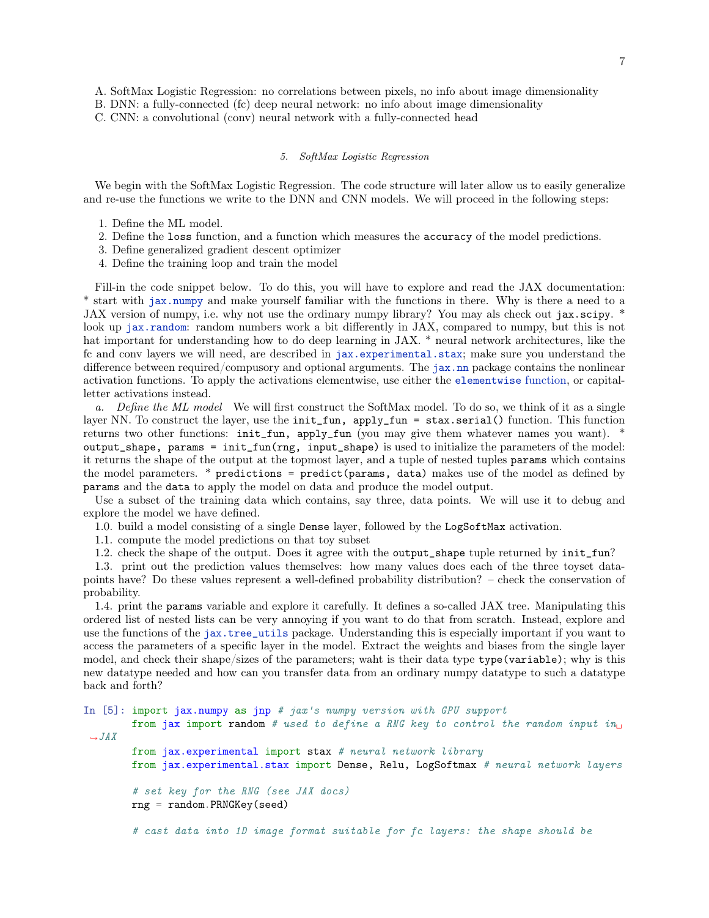A. SoftMax Logistic Regression: no correlations between pixels, no info about image dimensionality
B. DNN: a fully-connected (fc) deep neural network: no info about image dimensionality
C. CNN: a convolutional (conv) neural network with a fully-connected head

##### 5. *SoftMax Logistic Regression*

We begin with the SoftMax Logistic Regression. The code structure will later allow us to easily generalize and re-use the functions we write to the DNN and CNN models. We will proceed in the following steps:

1. Define the ML model.
2. Define the `loss` function, and a function which measures the `accuracy` of the model predictions.
3. Define generalized gradient descent optimizer
4. Define the training loop and train the model

Fill-in the code snippet below. To do this, you will have to explore and read the JAX documentation: * start with `jax.numpy` and make yourself familiar with the functions in there. Why is there a need to a JAX version of numpy, i.e. why not use the ordinary numpy library? You may als check out `jax.scipy`. * look up `jax.random`: random numbers work a bit differently in JAX, compared to numpy, but this is not hat important for understanding how to do deep learning in JAX. * neural network architectures, like the fc and conv layers we will need, are described in `jax.experimental.stax`; make sure you understand the difference between required/compusory and optional arguments. The `jax.nn` package contains the nonlinear activation functions. To apply the activations elementwise, use either the `elementwise` function, or capital-letter activations instead.

*a. Define the ML model* We will first construct the SoftMax model. To do so, we think of it as a single layer NN. To construct the layer, use the `init_fun, apply_fun = stax.serial()` function. This function returns two other functions: `init_fun, apply_fun` (you may give them whatever names you want). * `output_shape, params = init_fun(rng, input_shape)` is used to initialize the parameters of the model: it returns the shape of the output at the topmost layer, and a tuple of nested tuples `params` which contains the model parameters. * `predictions = predict(params, data)` makes use of the model as defined by `params` and the `data` to apply the model on data and produce the model output.

Use a subset of the training data which contains, say three, data points. We will use it to debug and explore the model we have defined.

1.0. build a model consisting of a single `Dense` layer, followed by the `LogSoftMax` activation.

1.1. compute the model predictions on that toy subset

1.2. check the shape of the output. Does it agree with the `output_shape` tuple returned by `init_fun`?

1.3. print out the prediction values themselves: how many values does each of the three toyset datapoints have? Do these values represent a well-defined probability distribution? – check the conservation of probability.

1.4. print the `params` variable and explore it carefully. It defines a so-called JAX tree. Manipulating this ordered list of nested lists can be very annoying if you want to do that from scratch. Instead, explore and use the functions of the `jax.tree_utils` package. Understanding this is especially important if you want to access the parameters of a specific layer in the model. Extract the weights and biases from the single layer model, and check their shape/sizes of the parameters; waht is their data type `type(variable)`; why is this new datatype needed and how can you transfer data from an ordinary numpy datatype to such a datatype back and forth?

```
In [5]: import jax.numpy as jnp # jax's numpy version with GPU support
        from jax import random # used to define a RNG key to control the random input in JAX
        from jax.experimental import stax # neural network library
        from jax.experimental.stax import Dense, Relu, LogSoftmax # neural network layers

        # set key for the RNG (see JAX docs)
        rng = random.PRNGKey(seed)

        # cast data into 1D image format suitable for fc layers: the shape should be
```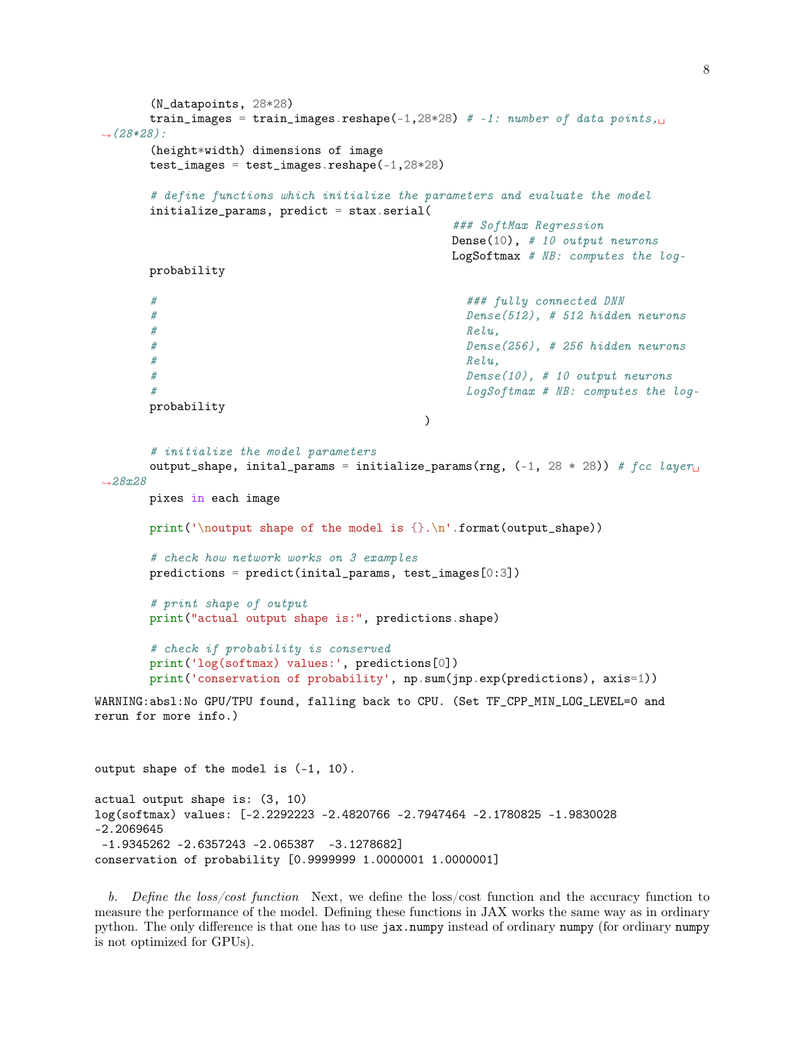```
    (N_datapoints, 28*28)
    train_images = train_images.reshape(-1,28*28) # -1: number of data points,␣
↪(28*28):
    (height*width) dimensions of image
    test_images = test_images.reshape(-1,28*28)

    # define functions which initialize the parameters and evaluate the model
    initialize_params, predict = stax.serial(
                                            ### SoftMax Regression
                                            Dense(10), # 10 output neurons
                                            LogSoftmax # NB: computes the log-
    probability

    #                                         ### fully connected DNN
    #                                         Dense(512), # 512 hidden neurons
    #                                         Relu,
    #                                         Dense(256), # 256 hidden neurons
    #                                         Relu,
    #                                         Dense(10), # 10 output neurons
    #                                         LogSoftmax # NB: computes the log-
    probability
                                        )

    # initialize the model parameters
    output_shape, inital_params = initialize_params(rng, (-1, 28 * 28)) # fcc layer␣
↪28x28
    pixes in each image

    print('\noutput shape of the model is {}.\n'.format(output_shape))

    # check how network works on 3 examples
    predictions = predict(inital_params, test_images[0:3])

    # print shape of output
    print("actual output shape is:", predictions.shape)

    # check if probability is conserved
    print('log(softmax) values:', predictions[0])
    print('conservation of probability', np.sum(jnp.exp(predictions), axis=1))
```

```
WARNING:absl:No GPU/TPU found, falling back to CPU. (Set TF_CPP_MIN_LOG_LEVEL=0 and
rerun for more info.)



output shape of the model is (-1, 10).

actual output shape is: (3, 10)
log(softmax) values: [-2.2292223 -2.4820766 -2.7947464 -2.1780825 -1.9830028
-2.2069645
 -1.9345262 -2.6357243 -2.065387  -3.1278682]
conservation of probability [0.9999999 1.0000001 1.0000001]
```

*b. Define the loss/cost function* Next, we define the loss/cost function and the accuracy function to measure the performance of the model. Defining these functions in JAX works the same way as in ordinary python. The only difference is that one has to use `jax.numpy` instead of ordinary `numpy` (for ordinary `numpy` is not optimized for GPUs).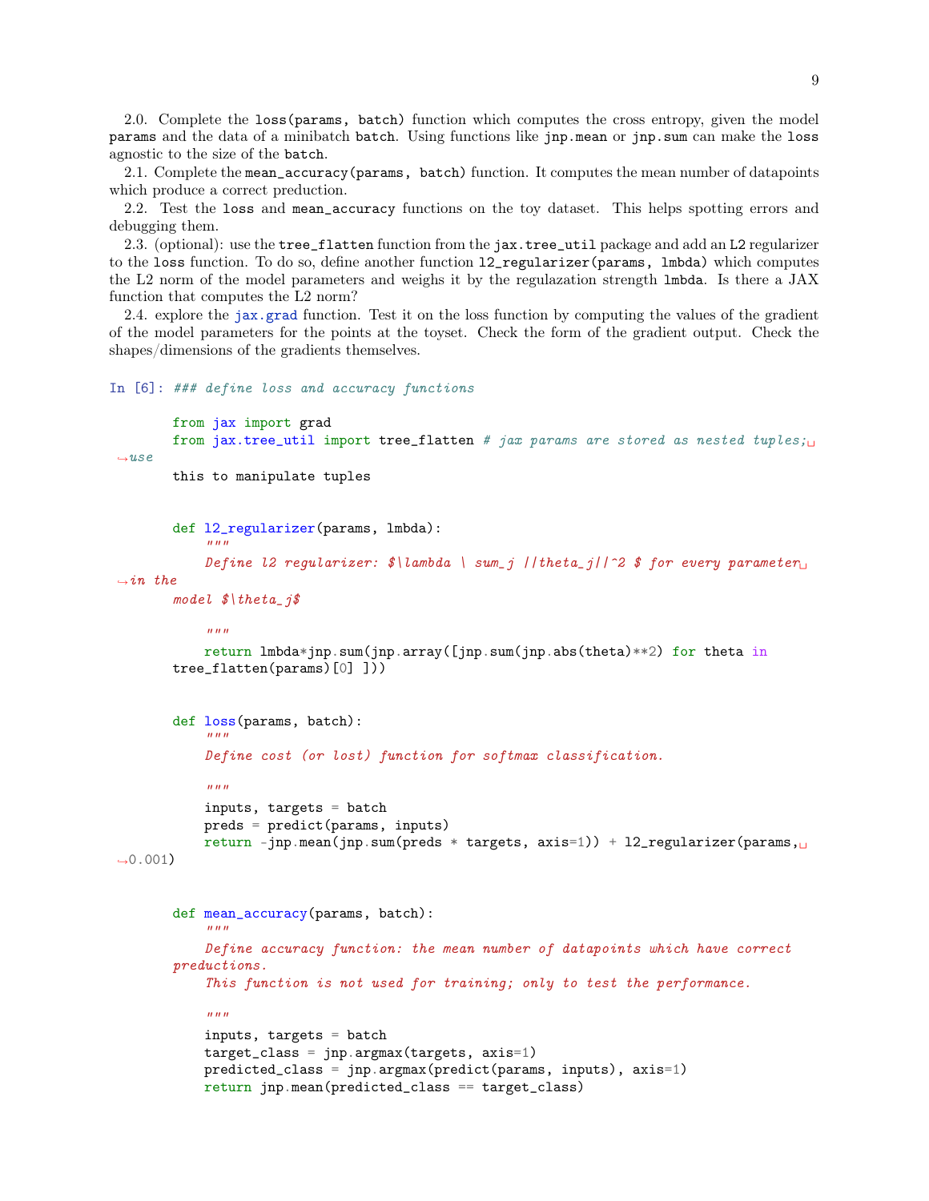2.0. Complete the `loss(params, batch)` function which computes the cross entropy, given the model `params` and the data of a minibatch `batch`. Using functions like `jnp.mean` or `jnp.sum` can make the `loss` agnostic to the size of the `batch`.

2.1. Complete the `mean_accuracy(params, batch)` function. It computes the mean number of datapoints which produce a correct preduction.

2.2. Test the `loss` and `mean_accuracy` functions on the toy dataset. This helps spotting errors and debugging them.

2.3. (optional): use the `tree_flatten` function from the `jax.tree_util` package and add an L2 regularizer to the `loss` function. To do so, define another function `l2_regularizer(params, lmbda)` which computes the L2 norm of the model parameters and weighs it by the regulazation strength `lmbda`. Is there a JAX function that computes the L2 norm?

2.4. explore the `jax.grad` function. Test it on the loss function by computing the values of the gradient of the model parameters for the points at the toyset. Check the form of the gradient output. Check the shapes/dimensions of the gradients themselves.

In [6]:
```
### define loss and accuracy functions

from jax import grad
from jax.tree_util import tree_flatten # jax params are stored as nested tuples; use
this to manipulate tuples


def l2_regularizer(params, lmbda):
    """
    Define l2 regularizer: $\lambda \ sum_j ||theta_j||^2 $ for every parameter in the
model $\theta_j$

    """
    return lmbda*jnp.sum(jnp.array([jnp.sum(jnp.abs(theta)**2) for theta in
tree_flatten(params)[0] ]))


def loss(params, batch):
    """
    Define cost (or lost) function for softmax classification.

    """
    inputs, targets = batch
    preds = predict(params, inputs)
    return -jnp.mean(jnp.sum(preds * targets, axis=1)) + l2_regularizer(params, 0.001)


def mean_accuracy(params, batch):
    """
    Define accuracy function: the mean number of datapoints which have correct
preductions.
    This function is not used for training; only to test the performance.

    """
    inputs, targets = batch
    target_class = jnp.argmax(targets, axis=1)
    predicted_class = jnp.argmax(predict(params, inputs), axis=1)
    return jnp.mean(predicted_class == target_class)
```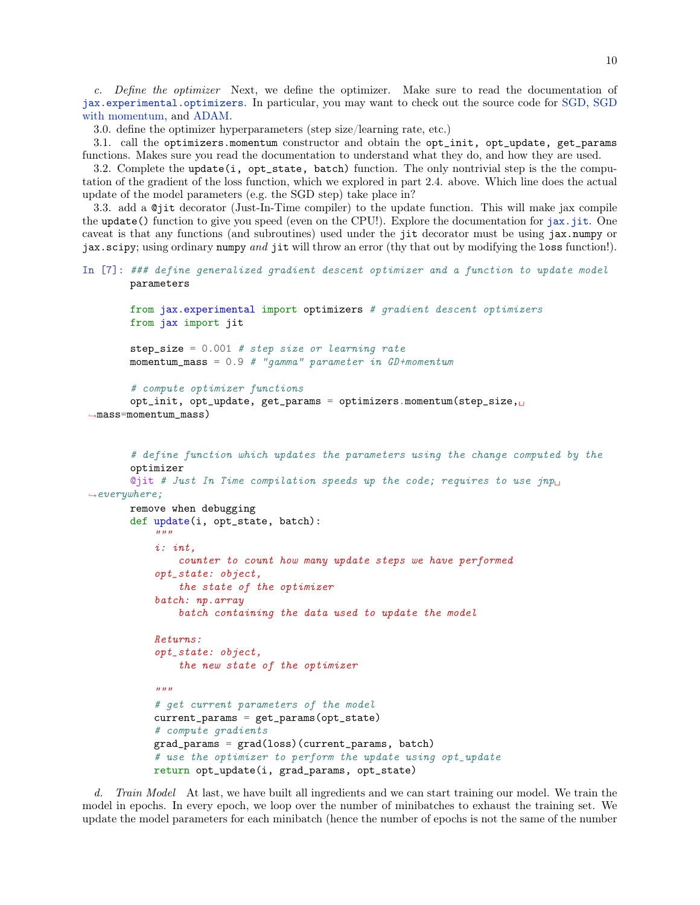*c. Define the optimizer* Next, we define the optimizer. Make sure to read the documentation of jax.experimental.optimizers. In particular, you may want to check out the source code for SGD, SGD with momentum, and ADAM.

3.0. define the optimizer hyperparameters (step size/learning rate, etc.)

3.1. call the `optimizers.momentum` constructor and obtain the `opt_init, opt_update, get_params` functions. Makes sure you read the documentation to understand what they do, and how they are used.

3.2. Complete the `update(i, opt_state, batch)` function. The only nontrivial step is the the computation of the gradient of the loss function, which we explored in part 2.4. above. Which line does the actual update of the model parameters (e.g. the SGD step) take place in?

3.3. add a `@jit` decorator (Just-In-Time compiler) to the update function. This will make jax compile the `update()` function to give you speed (even on the CPU!). Explore the documentation for jax.jit. One caveat is that any functions (and subroutines) used under the `jit` decorator must be using `jax.numpy` or `jax.scipy`; using ordinary `numpy` *and* `jit` will throw an error (thy that out by modifying the `loss` function!).

```
In [7]: ### define generalized gradient descent optimizer and a function to update model
        parameters

        from jax.experimental import optimizers # gradient descent optimizers
        from jax import jit

        step_size = 0.001 # step size or learning rate
        momentum_mass = 0.9 # "gamma" parameter in GD+momentum

        # compute optimizer functions
        opt_init, opt_update, get_params = optimizers.momentum(step_size,␣
 ↪mass=momentum_mass)


        # define function which updates the parameters using the change computed by the
        optimizer
        @jit # Just In Time compilation speeds up the code; requires to use jnp␣
 ↪everywhere;
        remove when debugging
        def update(i, opt_state, batch):
            """
            i: int,
                counter to count how many update steps we have performed
            opt_state: object,
                the state of the optimizer
            batch: np.array
                batch containing the data used to update the model

            Returns:
            opt_state: object,
                the new state of the optimizer

            """
            # get current parameters of the model
            current_params = get_params(opt_state)
            # compute gradients
            grad_params = grad(loss)(current_params, batch)
            # use the optimizer to perform the update using opt_update
            return opt_update(i, grad_params, opt_state)
```

*d. Train Model* At last, we have built all ingredients and we can start training our model. We train the model in epochs. In every epoch, we loop over the number of minibatches to exhaust the training set. We update the model parameters for each minibatch (hence the number of epochs is not the same of the number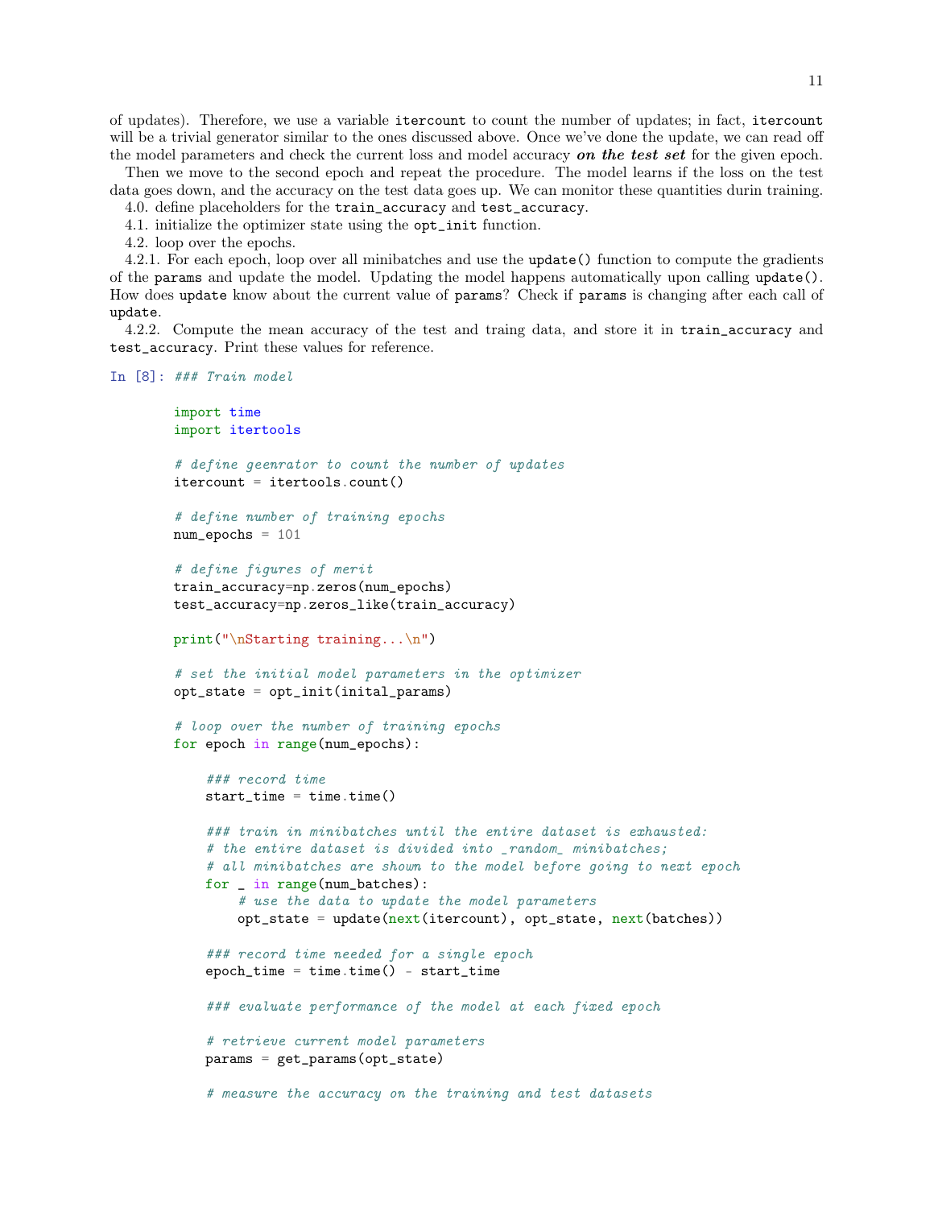of updates). Therefore, we use a variable `itercount` to count the number of updates; in fact, `itercount` will be a trivial generator similar to the ones discussed above. Once we've done the update, we can read off the model parameters and check the current loss and model accuracy ***on the test set*** for the given epoch.

Then we move to the second epoch and repeat the procedure. The model learns if the loss on the test data goes down, and the accuracy on the test data goes up. We can monitor these quantities durin training.

4.0. define placeholders for the `train_accuracy` and `test_accuracy`.

4.1. initialize the optimizer state using the `opt_init` function.

4.2. loop over the epochs.

4.2.1. For each epoch, loop over all minibatches and use the `update()` function to compute the gradients of the `params` and update the model. Updating the model happens automatically upon calling `update()`. How does `update` know about the current value of `params`? Check if `params` is changing after each call of `update`.

4.2.2. Compute the mean accuracy of the test and traing data, and store it in `train_accuracy` and `test_accuracy`. Print these values for reference.

In [8]:
```
### Train model

import time
import itertools

# define geenrator to count the number of updates
itercount = itertools.count()

# define number of training epochs
num_epochs = 101

# define figures of merit
train_accuracy=np.zeros(num_epochs)
test_accuracy=np.zeros_like(train_accuracy)

print("\nStarting training...\n")

# set the initial model parameters in the optimizer
opt_state = opt_init(inital_params)

# loop over the number of training epochs
for epoch in range(num_epochs):

    ### record time
    start_time = time.time()

    ### train in minibatches until the entire dataset is exhausted:
    # the entire dataset is divided into _random_ minibatches;
    # all minibatches are shown to the model before going to next epoch
    for _ in range(num_batches):
        # use the data to update the model parameters
        opt_state = update(next(itercount), opt_state, next(batches))

    ### record time needed for a single epoch
    epoch_time = time.time() - start_time

    ### evaluate performance of the model at each fixed epoch

    # retrieve current model parameters
    params = get_params(opt_state)

    # measure the accuracy on the training and test datasets
```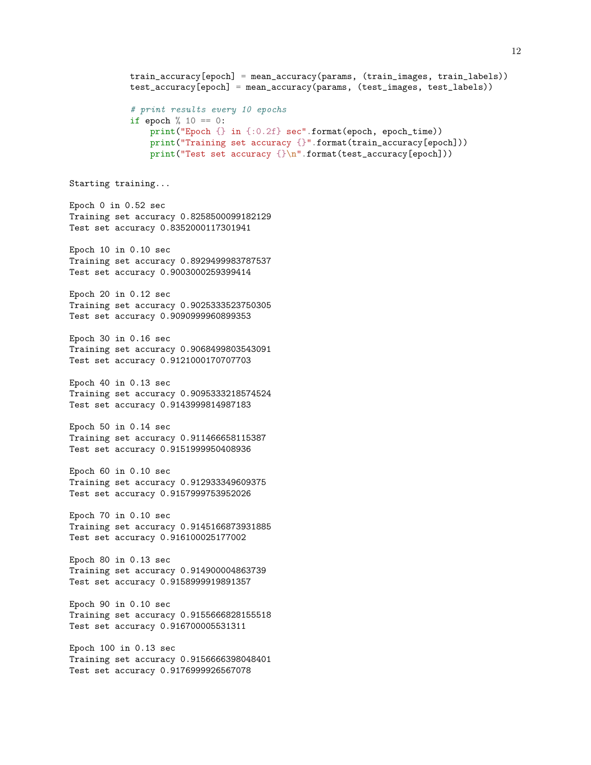```python
            train_accuracy[epoch] = mean_accuracy(params, (train_images, train_labels))
            test_accuracy[epoch] = mean_accuracy(params, (test_images, test_labels))

            # print results every 10 epochs
            if epoch % 10 == 0:
                print("Epoch {} in {:0.2f} sec".format(epoch, epoch_time))
                print("Training set accuracy {}".format(train_accuracy[epoch]))
                print("Test set accuracy {}\n".format(test_accuracy[epoch]))
```

```
Starting training...

Epoch 0 in 0.52 sec
Training set accuracy 0.8258500099182129
Test set accuracy 0.8352000117301941

Epoch 10 in 0.10 sec
Training set accuracy 0.8929499983787537
Test set accuracy 0.9003000259399414

Epoch 20 in 0.12 sec
Training set accuracy 0.9025333523750305
Test set accuracy 0.9090999960899353

Epoch 30 in 0.16 sec
Training set accuracy 0.9068499803543091
Test set accuracy 0.9121000170707703

Epoch 40 in 0.13 sec
Training set accuracy 0.9095333218574524
Test set accuracy 0.9143999814987183

Epoch 50 in 0.14 sec
Training set accuracy 0.911466658115387
Test set accuracy 0.9151999950408936

Epoch 60 in 0.10 sec
Training set accuracy 0.912933349609375
Test set accuracy 0.9157999753952026

Epoch 70 in 0.10 sec
Training set accuracy 0.9145166873931885
Test set accuracy 0.916100025177002

Epoch 80 in 0.13 sec
Training set accuracy 0.914900004863739
Test set accuracy 0.9158999919891357

Epoch 90 in 0.10 sec
Training set accuracy 0.9155666828155518
Test set accuracy 0.916700005531311

Epoch 100 in 0.13 sec
Training set accuracy 0.9156666398048401
Test set accuracy 0.9176999926567078
```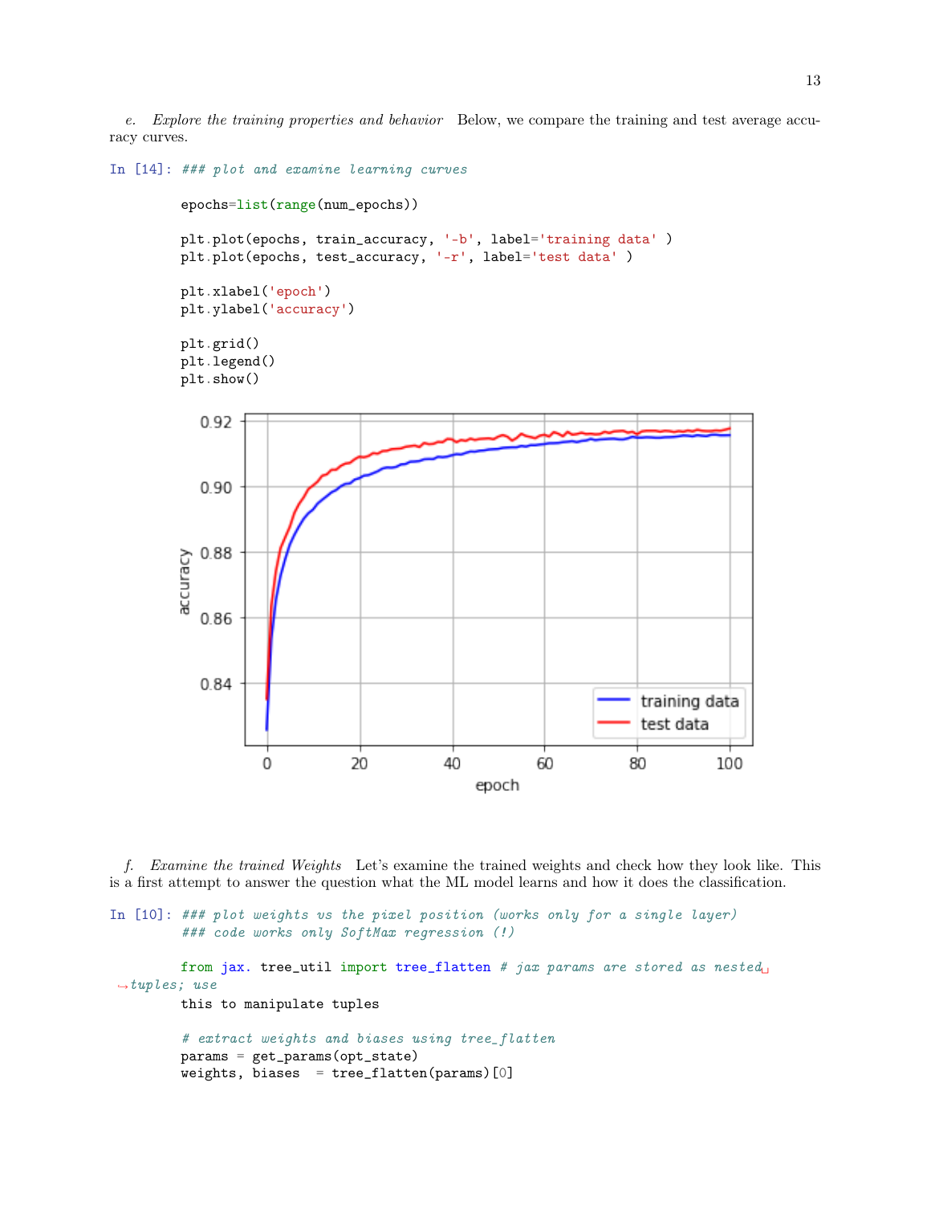*e. Explore the training properties and behavior* Below, we compare the training and test average accuracy curves.

```
In [14]: ### plot and examine learning curves

         epochs=list(range(num_epochs))

         plt.plot(epochs, train_accuracy, '-b', label='training data' )
         plt.plot(epochs, test_accuracy, '-r', label='test data' )

         plt.xlabel('epoch')
         plt.ylabel('accuracy')

         plt.grid()
         plt.legend()
         plt.show()
```

*f. Examine the trained Weights* Let's examine the trained weights and check how they look like. This is a first attempt to answer the question what the ML model learns and how it does the classification.

```
In [10]: ### plot weights vs the pixel position (works only for a single layer)
         ### code works only SoftMax regression (!)

         from jax. tree_util import tree_flatten # jax params are stored as nested
 tuples; use
         this to manipulate tuples

         # extract weights and biases using tree_flatten
         params = get_params(opt_state)
         weights, biases  = tree_flatten(params)[0]
```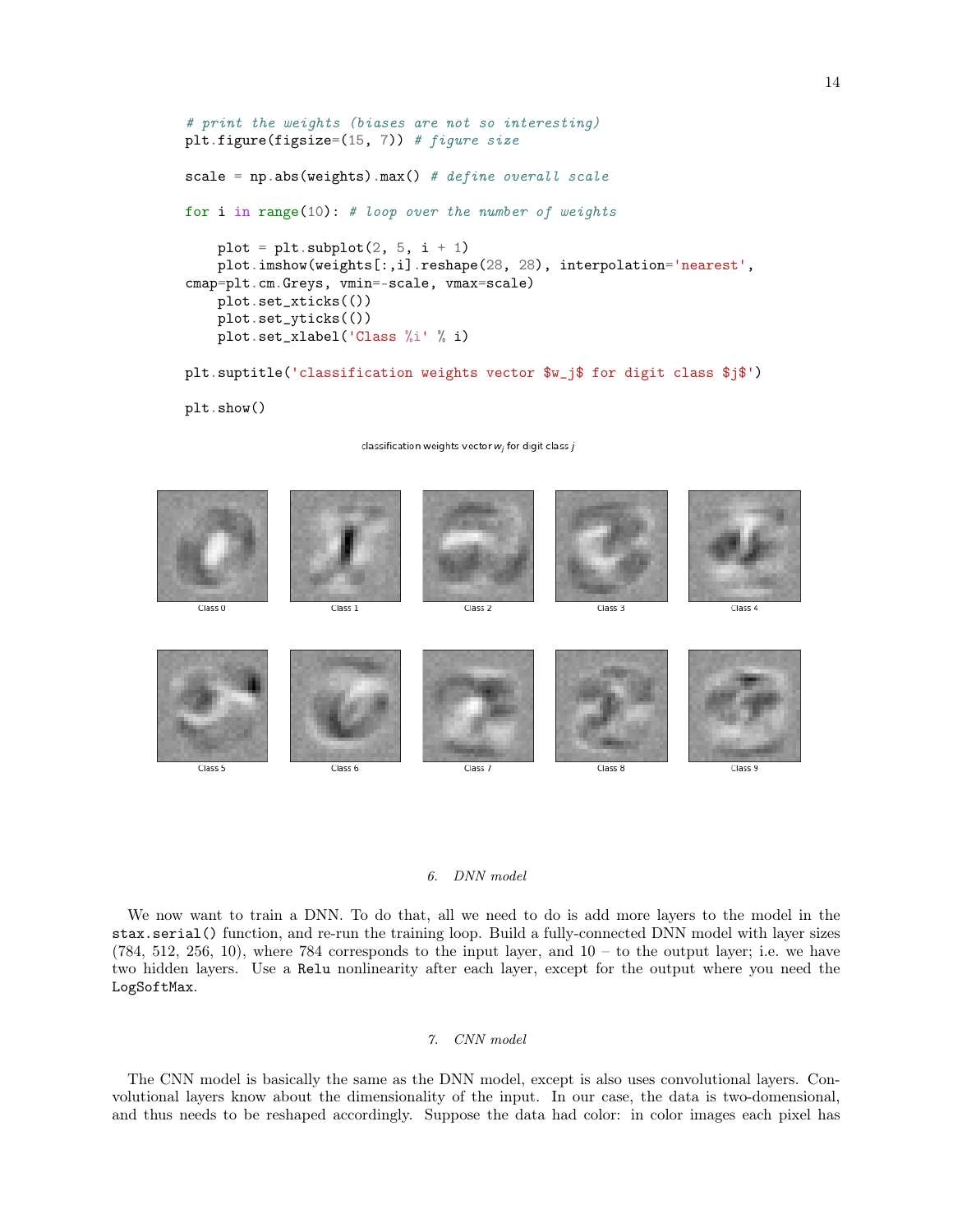```
# print the weights (biases are not so interesting)
plt.figure(figsize=(15, 7)) # figure size

scale = np.abs(weights).max() # define overall scale

for i in range(10): # loop over the number of weights

    plot = plt.subplot(2, 5, i + 1)
    plot.imshow(weights[:,i].reshape(28, 28), interpolation='nearest',
cmap=plt.cm.Greys, vmin=-scale, vmax=scale)
    plot.set_xticks(())
    plot.set_yticks(())
    plot.set_xlabel('Class %i' % i)

plt.suptitle('classification weights vector $w_j$ for digit class $j$')

plt.show()
```

classification weights vector $w_j$ for digit class $j$

Class 0 Class 1 Class 2 Class 3 Class 4

Class 5 Class 6 Class 7 Class 8 Class 9

### 6. DNN model

We now want to train a DNN. To do that, all we need to do is add more layers to the model in the `stax.serial()` function, and re-run the training loop. Build a fully-connected DNN model with layer sizes (784, 512, 256, 10), where 784 corresponds to the input layer, and 10 – to the output layer; i.e. we have two hidden layers. Use a `Relu` nonlinearity after each layer, except for the output where you need the `LogSoftMax`.

### 7. CNN model

The CNN model is basically the same as the DNN model, except is also uses convolutional layers. Convolutional layers know about the dimensionality of the input. In our case, the data is two-domensional, and thus needs to be reshaped accordingly. Suppose the data had color: in color images each pixel has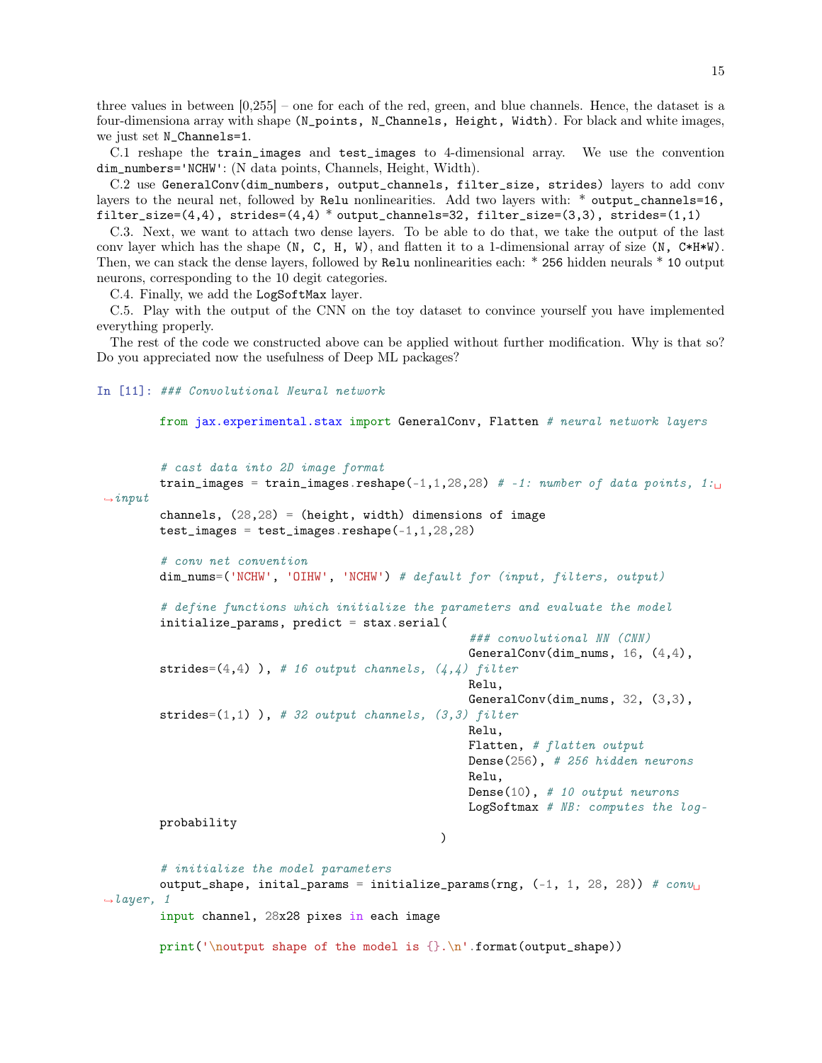three values in between [0,255] – one for each of the red, green, and blue channels. Hence, the dataset is a four-dimensiona array with shape `(N_points, N_Channels, Height, Width)`. For black and white images, we just set `N_Channels=1`.

C.1 reshape the `train_images` and `test_images` to 4-dimensional array. We use the convention `dim_numbers='NCHW'`: (N data points, Channels, Height, Width).

C.2 use `GeneralConv(dim_numbers, output_channels, filter_size, strides)` layers to add conv layers to the neural net, followed by `Relu` nonlinearities. Add two layers with: * `output_channels=16, filter_size=(4,4), strides=(4,4)` * `output_channels=32, filter_size=(3,3), strides=(1,1)`

C.3. Next, we want to attach two dense layers. To be able to do that, we take the output of the last conv layer which has the shape `(N, C, H, W)`, and flatten it to a 1-dimensional array of size `(N, C*H*W)`. Then, we can stack the dense layers, followed by `Relu` nonlinearities each: * `256` hidden neurals * `10` output neurons, corresponding to the 10 degit categories.

C.4. Finally, we add the `LogSoftMax` layer.

C.5. Play with the output of the CNN on the toy dataset to convince yourself you have implemented everything properly.

The rest of the code we constructed above can be applied without further modification. Why is that so? Do you appreciated now the usefulness of Deep ML packages?

```
In [11]: ### Convolutional Neural network

         from jax.experimental.stax import GeneralConv, Flatten # neural network layers


         # cast data into 2D image format
         train_images = train_images.reshape(-1,1,28,28) # -1: number of data points, 1:␣
 ↪input
         channels, (28,28) = (height, width) dimensions of image
         test_images = test_images.reshape(-1,1,28,28)

         # conv net convention
         dim_nums=('NCHW', 'OIHW', 'NCHW') # default for (input, filters, output)

         # define functions which initialize the parameters and evaluate the model
         initialize_params, predict = stax.serial(
                                                 ### convolutional NN (CNN)
                                                 GeneralConv(dim_nums, 16, (4,4),
         strides=(4,4) ), # 16 output channels, (4,4) filter
                                                 Relu,
                                                 GeneralConv(dim_nums, 32, (3,3),
         strides=(1,1) ), # 32 output channels, (3,3) filter
                                                 Relu,
                                                 Flatten, # flatten output
                                                 Dense(256), # 256 hidden neurons
                                                 Relu,
                                                 Dense(10), # 10 output neurons
                                                 LogSoftmax # NB: computes the log-
         probability
                                                 )

         # initialize the model parameters
         output_shape, inital_params = initialize_params(rng, (-1, 1, 28, 28)) # conv␣
 ↪layer, 1
         input channel, 28x28 pixes in each image

         print('\noutput shape of the model is {}.\n'.format(output_shape))
```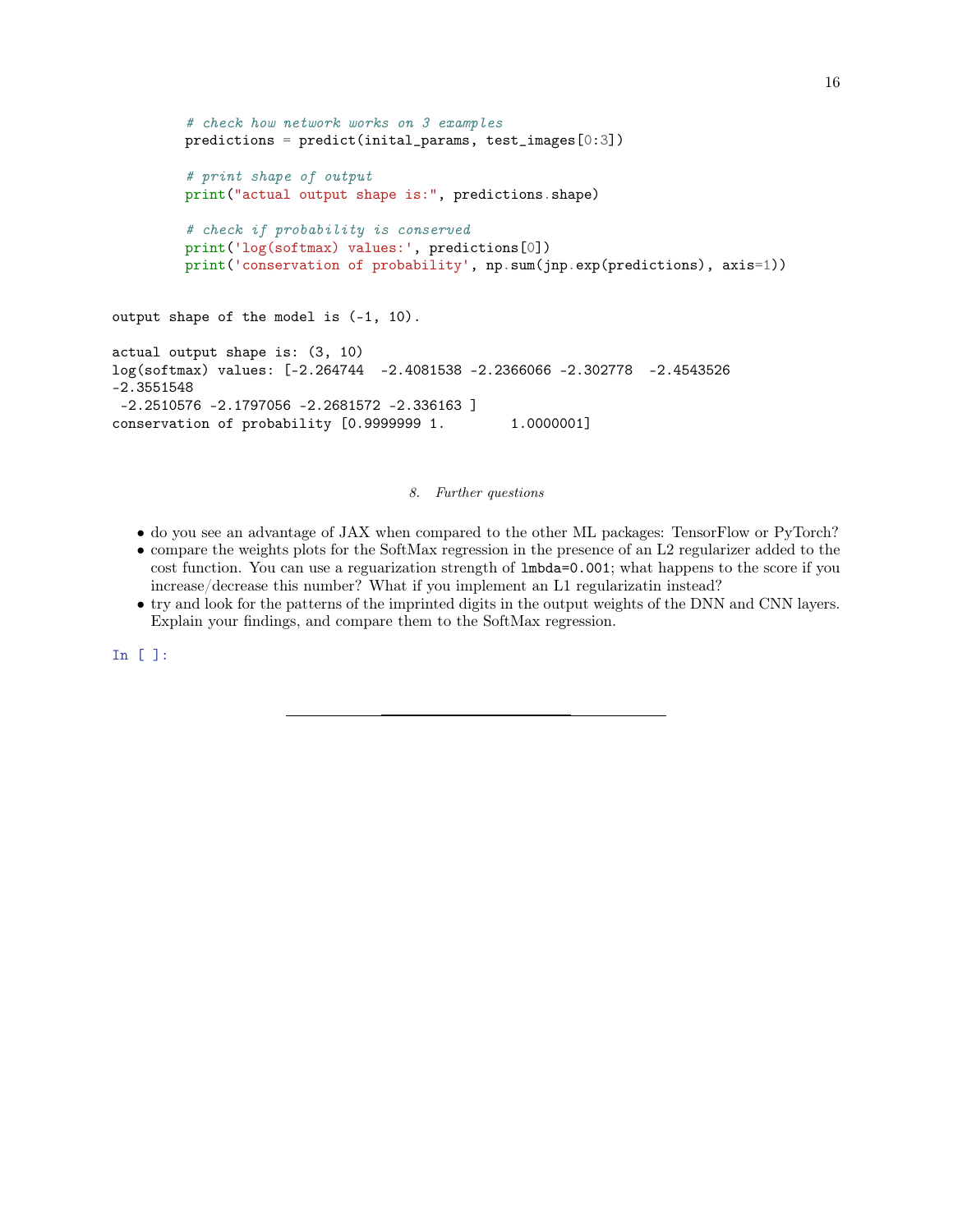```python
# check how network works on 3 examples
predictions = predict(inital_params, test_images[0:3])

# print shape of output
print("actual output shape is:", predictions.shape)

# check if probability is conserved
print('log(softmax) values:', predictions[0])
print('conservation of probability', np.sum(jnp.exp(predictions), axis=1))
```

```
output shape of the model is (-1, 10).

actual output shape is: (3, 10)
log(softmax) values: [-2.264744  -2.4081538 -2.2366066 -2.302778  -2.4543526
-2.3551548
 -2.2510576 -2.1797056 -2.2681572 -2.336163 ]
conservation of probability [0.9999999 1.        1.0000001]
```

## 8. Further questions

- do you see an advantage of JAX when compared to the other ML packages: TensorFlow or PyTorch?
- compare the weights plots for the SoftMax regression in the presence of an L2 regularizer added to the cost function. You can use a reguarization strength of `lmbda=0.001`; what happens to the score if you increase/decrease this number? What if you implement an L1 regularizatin instead?
- try and look for the patterns of the imprinted digits in the output weights of the DNN and CNN layers. Explain your findings, and compare them to the SoftMax regression.

In [ ]: